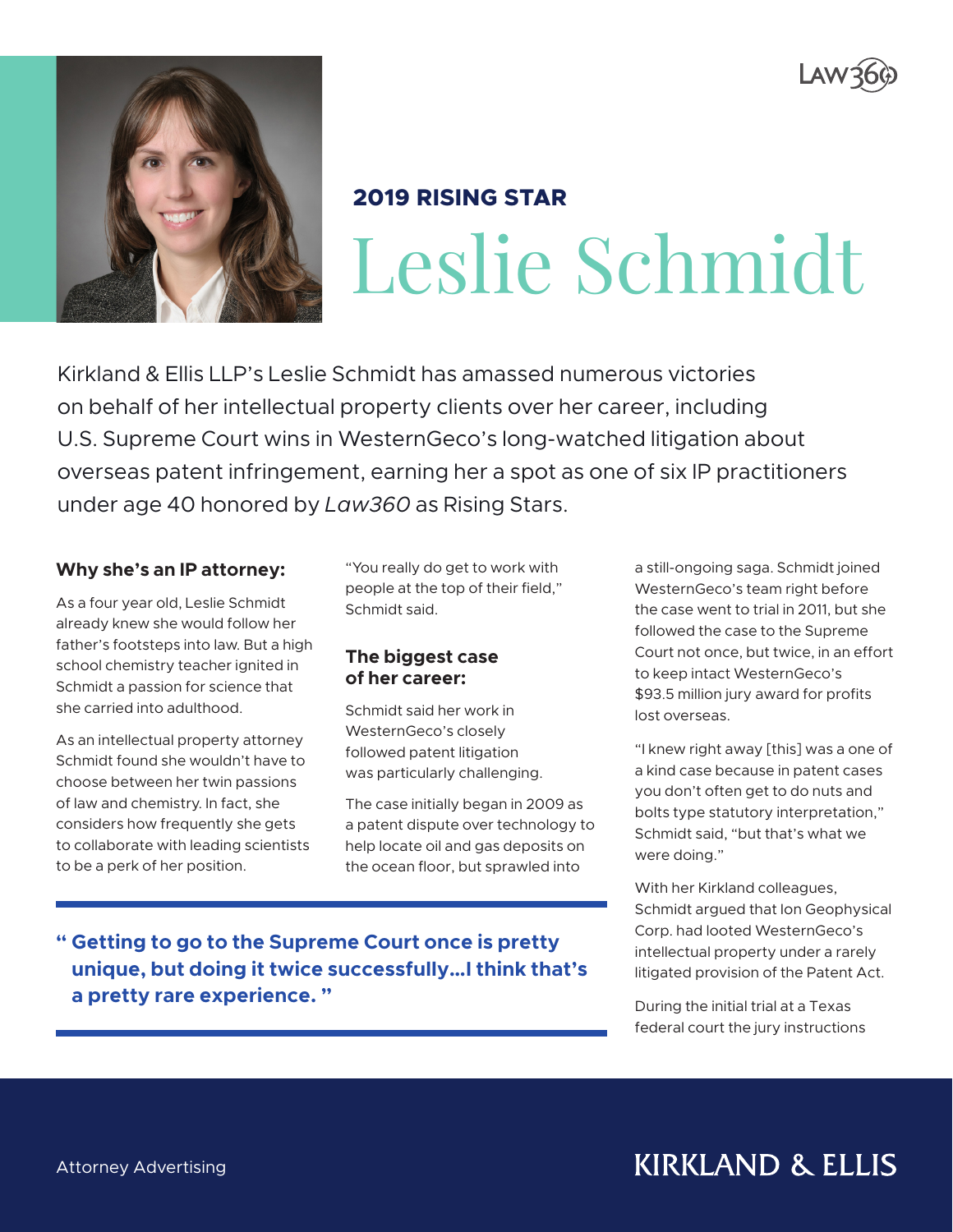LAW360

### 2019 RISING STAR

# Leslie Schmidt

Kirkland & Ellis LLP's Leslie Schmidt has amassed numerous victories on behalf of her intellectual property clients over her career, including U.S. Supreme Court wins in WesternGeco's long-watched litigation about overseas patent infringement, earning her a spot as one of six IP practitioners under age 40 honored by *Law360* as Rising Stars.

**Why she's an IP attorney:**

As a four year old, Leslie Schmidt already knew she would follow her father's footsteps into law. But a high school chemistry teacher ignited in Schmidt a passion for science that she carried into adulthood.

As an intellectual property attorney Schmidt found she wouldn't have to choose between her twin passions of law and chemistry. In fact, she considers how frequently she gets to collaborate with leading scientists to be a perk of her position.

"You really do get to work with people at the top of their field," Schmidt said.

**The biggest case of her career:**

Schmidt said her work in WesternGeco's closely followed patent litigation was particularly challenging.

The case initially began in 2009 as a patent dispute over technology to help locate oil and gas deposits on the ocean floor, but sprawled into a still-ongoing saga. Schmidt joined WesternGeco's team right before the case went to trial in 2011, but she followed the case to the Supreme Court not once, but twice, in an effort to keep intact WesternGeco's $93.5 million jury award for profits lost overseas.

"I knew right away [this] was a one of a kind case because in patent cases you don't often get to do nuts and bolts type statutory interpretation," Schmidt said, "but that's what we were doing."

With her Kirkland colleagues, Schmidt argued that Ion Geophysical Corp. had looted WesternGeco's intellectual property under a rarely litigated provision of the Patent Act.

During the initial trial at a Texas federal court the jury instructions

> **" Getting to go to the Supreme Court once is pretty unique, but doing it twice successfully…I think that's a pretty rare experience. "**

Attorney Advertising

KIRKLAND & ELLIS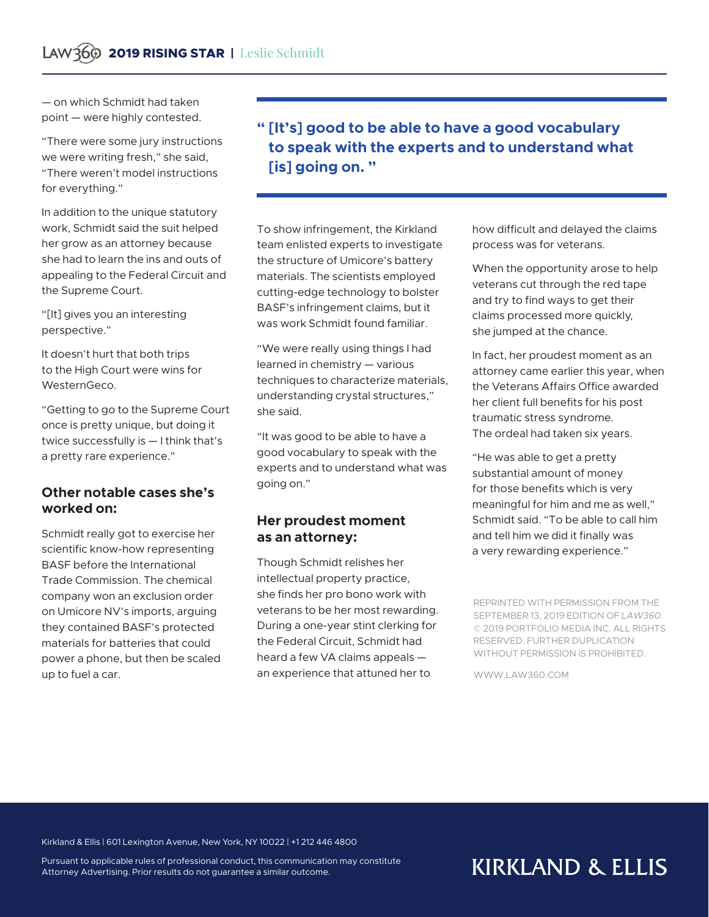— on which Schmidt had taken point — were highly contested.

"There were some jury instructions we were writing fresh," she said, "There weren't model instructions for everything."

In addition to the unique statutory work, Schmidt said the suit helped her grow as an attorney because she had to learn the ins and outs of appealing to the Federal Circuit and the Supreme Court.

"[It] gives you an interesting perspective."

It doesn't hurt that both trips to the High Court were wins for WesternGeco.

"Getting to go to the Supreme Court once is pretty unique, but doing it twice successfully is — I think that's a pretty rare experience."

## Other notable cases she's worked on:

Schmidt really got to exercise her scientific know-how representing BASF before the International Trade Commission. The chemical company won an exclusion order on Umicore NV's imports, arguing they contained BASF's protected materials for batteries that could power a phone, but then be scaled up to fuel a car.

> **" [It's] good to be able to have a good vocabulary to speak with the experts and to understand what [is] going on. "**

To show infringement, the Kirkland team enlisted experts to investigate the structure of Umicore's battery materials. The scientists employed cutting-edge technology to bolster BASF's infringement claims, but it was work Schmidt found familiar.

"We were really using things I had learned in chemistry — various techniques to characterize materials, understanding crystal structures," she said.

"It was good to be able to have a good vocabulary to speak with the experts and to understand what was going on."

## Her proudest moment as an attorney:

Though Schmidt relishes her intellectual property practice, she finds her pro bono work with veterans to be her most rewarding. During a one-year stint clerking for the Federal Circuit, Schmidt had heard a few VA claims appeals — an experience that attuned her to how difficult and delayed the claims process was for veterans.

When the opportunity arose to help veterans cut through the red tape and try to find ways to get their claims processed more quickly, she jumped at the chance.

In fact, her proudest moment as an attorney came earlier this year, when the Veterans Affairs Office awarded her client full benefits for his post traumatic stress syndrome. The ordeal had taken six years.

"He was able to get a pretty substantial amount of money for those benefits which is very meaningful for him and me as well," Schmidt said. "To be able to call him and tell him we did it finally was a very rewarding experience."

REPRINTED WITH PERMISSION FROM THE SEPTEMBER 13, 2019 EDITION OF *LAW360*. © 2019 PORTFOLIO MEDIA INC. ALL RIGHTS RESERVED. FURTHER DUPLICATION WITHOUT PERMISSION IS PROHIBITED.

WWW.LAW360.COM

Kirkland & Ellis | 601 Lexington Avenue, New York, NY 10022 | +1 212 446 4800

Pursuant to applicable rules of professional conduct, this communication may constitute Attorney Advertising. Prior results do not guarantee a similar outcome.

KIRKLAND & ELLIS